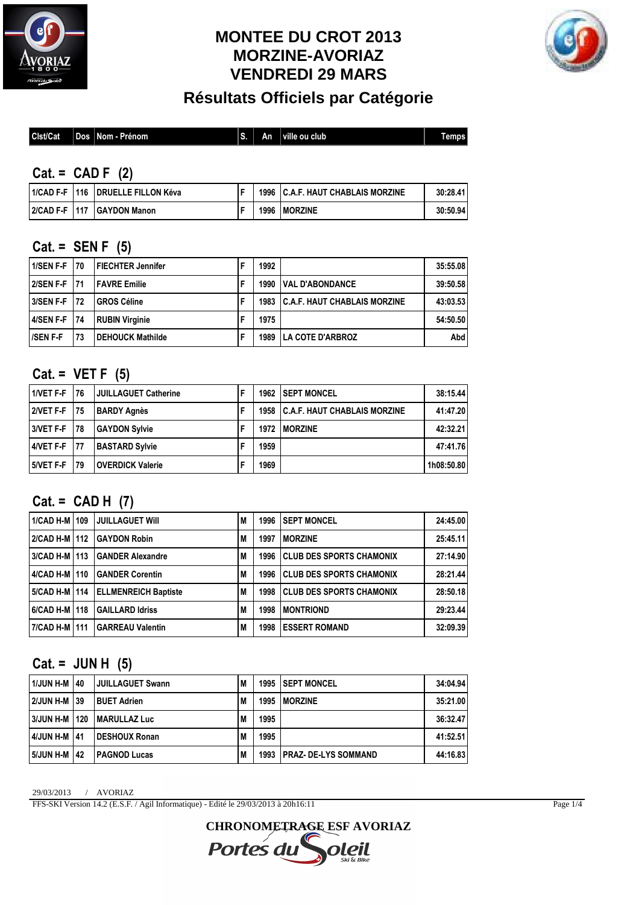# MONTEE DU CROT 2013
# MORZINE-AVORIAZ
# VENDREDI 29 MARS

## Résultats Officiels par Catégorie

| Clst/Cat | Dos | Nom - Prénom | S. | An | ville ou club | Temps |
|---|---|---|---|---|---|---|

### Cat. = CAD F (2)

| Clst/Cat | Dos | Nom - Prénom | S. | An | ville ou club | Temps |
|---|---|---|---|---|---|---|
| 1/CAD F-F | 116 | DRUELLE FILLON Kéva | F | 1996 | C.A.F. HAUT CHABLAIS MORZINE | 30:28.41 |
| 2/CAD F-F | 117 | GAYDON Manon | F | 1996 | MORZINE | 30:50.94 |

### Cat. = SEN F (5)

| Clst/Cat | Dos | Nom - Prénom | S. | An | ville ou club | Temps |
|---|---|---|---|---|---|---|
| 1/SEN F-F | 70 | FIECHTER Jennifer | F | 1992 | | 35:55.08 |
| 2/SEN F-F | 71 | FAVRE Emilie | F | 1990 | VAL D'ABONDANCE | 39:50.58 |
| 3/SEN F-F | 72 | GROS Céline | F | 1983 | C.A.F. HAUT CHABLAIS MORZINE | 43:03.53 |
| 4/SEN F-F | 74 | RUBIN Virginie | F | 1975 | | 54:50.50 |
| /SEN F-F | 73 | DEHOUCK Mathilde | F | 1989 | LA COTE D'ARBROZ | Abd |

### Cat. = VET F (5)

| Clst/Cat | Dos | Nom - Prénom | S. | An | ville ou club | Temps |
|---|---|---|---|---|---|---|
| 1/VET F-F | 76 | JUILLAGUET Catherine | F | 1962 | SEPT MONCEL | 38:15.44 |
| 2/VET F-F | 75 | BARDY Agnès | F | 1958 | C.A.F. HAUT CHABLAIS MORZINE | 41:47.20 |
| 3/VET F-F | 78 | GAYDON Sylvie | F | 1972 | MORZINE | 42:32.21 |
| 4/VET F-F | 77 | BASTARD Sylvie | F | 1959 | | 47:41.76 |
| 5/VET F-F | 79 | OVERDICK Valerie | F | 1969 | | 1h08:50.80 |

### Cat. = CAD H (7)

| Clst/Cat | Dos | Nom - Prénom | S. | An | ville ou club | Temps |
|---|---|---|---|---|---|---|
| 1/CAD H-M | 109 | JUILLAGUET Will | M | 1996 | SEPT MONCEL | 24:45.00 |
| 2/CAD H-M | 112 | GAYDON Robin | M | 1997 | MORZINE | 25:45.11 |
| 3/CAD H-M | 113 | GANDER Alexandre | M | 1996 | CLUB DES SPORTS CHAMONIX | 27:14.90 |
| 4/CAD H-M | 110 | GANDER Corentin | M | 1996 | CLUB DES SPORTS CHAMONIX | 28:21.44 |
| 5/CAD H-M | 114 | ELLMENREICH Baptiste | M | 1998 | CLUB DES SPORTS CHAMONIX | 28:50.18 |
| 6/CAD H-M | 118 | GAILLARD Idriss | M | 1998 | MONTRIOND | 29:23.44 |
| 7/CAD H-M | 111 | GARREAU Valentin | M | 1998 | ESSERT ROMAND | 32:09.39 |

### Cat. = JUN H (5)

| Clst/Cat | Dos | Nom - Prénom | S. | An | ville ou club | Temps |
|---|---|---|---|---|---|---|
| 1/JUN H-M | 40 | JUILLAGUET Swann | M | 1995 | SEPT MONCEL | 34:04.94 |
| 2/JUN H-M | 39 | BUET Adrien | M | 1995 | MORZINE | 35:21.00 |
| 3/JUN H-M | 120 | MARULLAZ Luc | M | 1995 | | 36:32.47 |
| 4/JUN H-M | 41 | DESHOUX Ronan | M | 1995 | | 41:52.51 |
| 5/JUN H-M | 42 | PAGNOD Lucas | M | 1993 | PRAZ- DE-LYS SOMMAND | 44:16.83 |

29/03/2013 / AVORIAZ

FFS-SKI Version 14.2 (E.S.F. / Agil Informatique) - Edité le 29/03/2013 à 20h16:11

CHRONOMETRAGE ESF AVORIAZ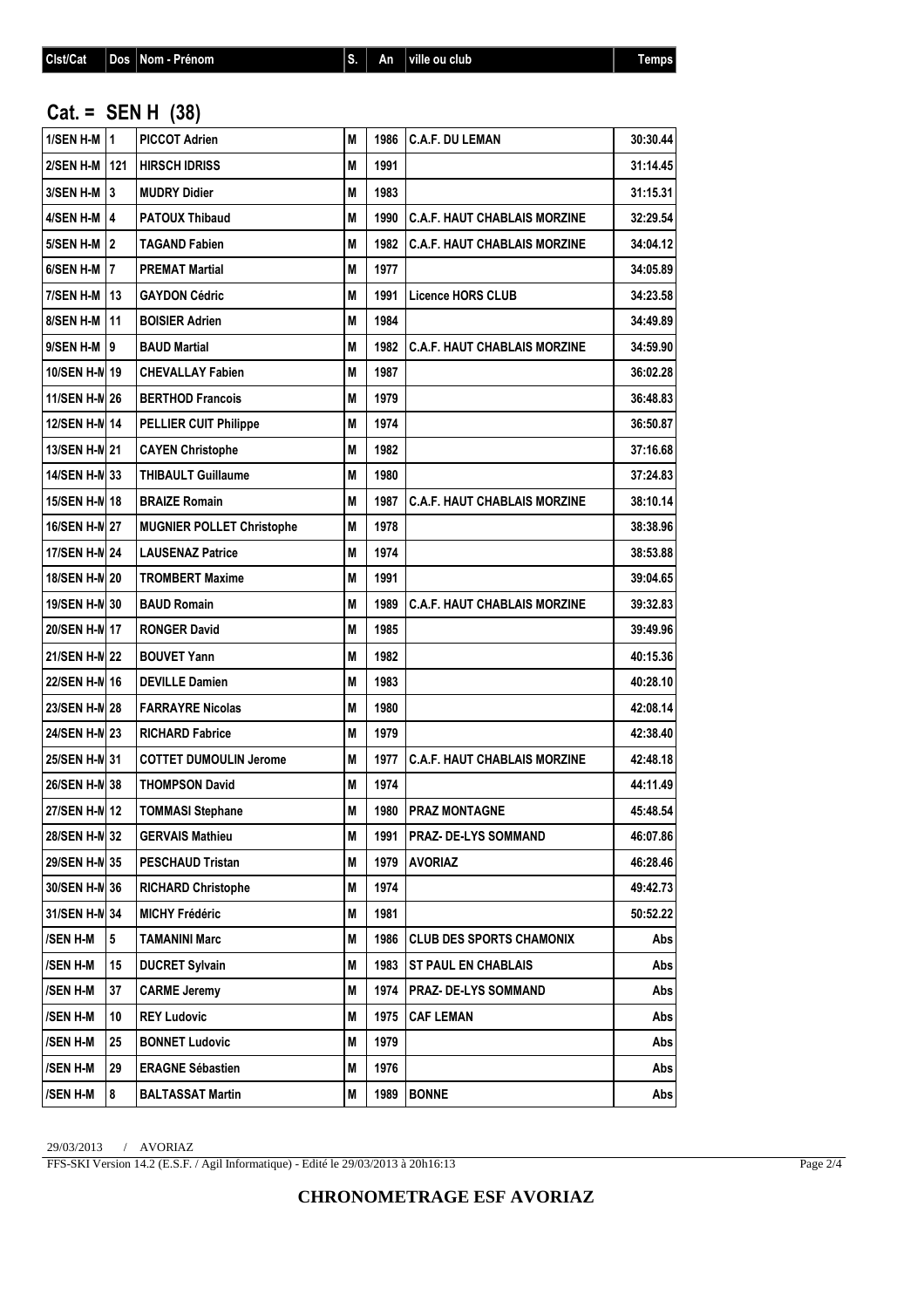| Clst/Cat | Dos | Nom - Prénom | S. | An | ville ou club | Temps |
|---|---|---|---|---|---|---|

## Cat. = SEN H (38)

| Clst/Cat | Dos | Nom - Prénom | S. | An | ville ou club | Temps |
|---|---|---|---|---|---|---|
| 1/SEN H-M | 1 | PICCOT Adrien | M | 1986 | C.A.F. DU LEMAN | 30:30.44 |
| 2/SEN H-M | 121 | HIRSCH IDRISS | M | 1991 | | 31:14.45 |
| 3/SEN H-M | 3 | MUDRY Didier | M | 1983 | | 31:15.31 |
| 4/SEN H-M | 4 | PATOUX Thibaud | M | 1990 | C.A.F. HAUT CHABLAIS MORZINE | 32:29.54 |
| 5/SEN H-M | 2 | TAGAND Fabien | M | 1982 | C.A.F. HAUT CHABLAIS MORZINE | 34:04.12 |
| 6/SEN H-M | 7 | PREMAT Martial | M | 1977 | | 34:05.89 |
| 7/SEN H-M | 13 | GAYDON Cédric | M | 1991 | Licence HORS CLUB | 34:23.58 |
| 8/SEN H-M | 11 | BOISIER Adrien | M | 1984 | | 34:49.89 |
| 9/SEN H-M | 9 | BAUD Martial | M | 1982 | C.A.F. HAUT CHABLAIS MORZINE | 34:59.90 |
| 10/SEN H-M | 19 | CHEVALLAY Fabien | M | 1987 | | 36:02.28 |
| 11/SEN H-M | 26 | BERTHOD Francois | M | 1979 | | 36:48.83 |
| 12/SEN H-M | 14 | PELLIER CUIT Philippe | M | 1974 | | 36:50.87 |
| 13/SEN H-M | 21 | CAYEN Christophe | M | 1982 | | 37:16.68 |
| 14/SEN H-M | 33 | THIBAULT Guillaume | M | 1980 | | 37:24.83 |
| 15/SEN H-M | 18 | BRAIZE Romain | M | 1987 | C.A.F. HAUT CHABLAIS MORZINE | 38:10.14 |
| 16/SEN H-M | 27 | MUGNIER POLLET Christophe | M | 1978 | | 38:38.96 |
| 17/SEN H-M | 24 | LAUSENAZ Patrice | M | 1974 | | 38:53.88 |
| 18/SEN H-M | 20 | TROMBERT Maxime | M | 1991 | | 39:04.65 |
| 19/SEN H-M | 30 | BAUD Romain | M | 1989 | C.A.F. HAUT CHABLAIS MORZINE | 39:32.83 |
| 20/SEN H-M | 17 | RONGER David | M | 1985 | | 39:49.96 |
| 21/SEN H-M | 22 | BOUVET Yann | M | 1982 | | 40:15.36 |
| 22/SEN H-M | 16 | DEVILLE Damien | M | 1983 | | 40:28.10 |
| 23/SEN H-M | 28 | FARRAYRE Nicolas | M | 1980 | | 42:08.14 |
| 24/SEN H-M | 23 | RICHARD Fabrice | M | 1979 | | 42:38.40 |
| 25/SEN H-M | 31 | COTTET DUMOULIN Jerome | M | 1977 | C.A.F. HAUT CHABLAIS MORZINE | 42:48.18 |
| 26/SEN H-M | 38 | THOMPSON David | M | 1974 | | 44:11.49 |
| 27/SEN H-M | 12 | TOMMASI Stephane | M | 1980 | PRAZ MONTAGNE | 45:48.54 |
| 28/SEN H-M | 32 | GERVAIS Mathieu | M | 1991 | PRAZ- DE-LYS SOMMAND | 46:07.86 |
| 29/SEN H-M | 35 | PESCHAUD Tristan | M | 1979 | AVORIAZ | 46:28.46 |
| 30/SEN H-M | 36 | RICHARD Christophe | M | 1974 | | 49:42.73 |
| 31/SEN H-M | 34 | MICHY Frédéric | M | 1981 | | 50:52.22 |
| /SEN H-M | 5 | TAMANINI Marc | M | 1986 | CLUB DES SPORTS CHAMONIX | Abs |
| /SEN H-M | 15 | DUCRET Sylvain | M | 1983 | ST PAUL EN CHABLAIS | Abs |
| /SEN H-M | 37 | CARME Jeremy | M | 1974 | PRAZ- DE-LYS SOMMAND | Abs |
| /SEN H-M | 10 | REY Ludovic | M | 1975 | CAF LEMAN | Abs |
| /SEN H-M | 25 | BONNET Ludovic | M | 1979 | | Abs |
| /SEN H-M | 29 | ERAGNE Sébastien | M | 1976 | | Abs |
| /SEN H-M | 8 | BALTASSAT Martin | M | 1989 | BONNE | Abs |

29/03/2013 / AVORIAZ

FFS-SKI Version 14.2 (E.S.F. / Agil Informatique) - Edité le 29/03/2013 à 20h16:13

**CHRONOMETRAGE ESF AVORIAZ**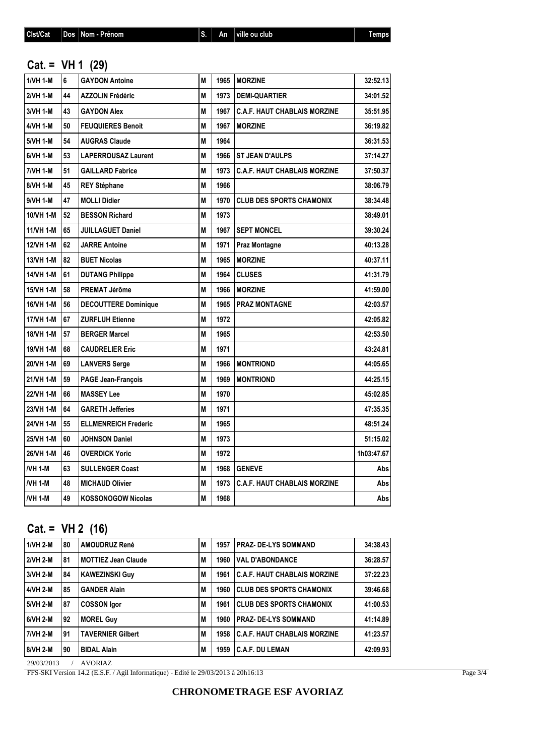| Clst/Cat | Dos | Nom - Prénom | S. | An | ville ou club | Temps |
|---|---|---|---|---|---|---|

## Cat. = VH 1 (29)

| Clst/Cat | Dos | Nom - Prénom | S. | An | ville ou club | Temps |
|---|---|---|---|---|---|---|
| 1/VH 1-M | 6 | GAYDON Antoine | M | 1965 | MORZINE | 32:52.13 |
| 2/VH 1-M | 44 | AZZOLIN Frédéric | M | 1973 | DEMI-QUARTIER | 34:01.52 |
| 3/VH 1-M | 43 | GAYDON Alex | M | 1967 | C.A.F. HAUT CHABLAIS MORZINE | 35:51.95 |
| 4/VH 1-M | 50 | FEUQUIERES Benoit | M | 1967 | MORZINE | 36:19.82 |
| 5/VH 1-M | 54 | AUGRAS Claude | M | 1964 | | 36:31.53 |
| 6/VH 1-M | 53 | LAPERROUSAZ Laurent | M | 1966 | ST JEAN D'AULPS | 37:14.27 |
| 7/VH 1-M | 51 | GAILLARD Fabrice | M | 1973 | C.A.F. HAUT CHABLAIS MORZINE | 37:50.37 |
| 8/VH 1-M | 45 | REY Stéphane | M | 1966 | | 38:06.79 |
| 9/VH 1-M | 47 | MOLLI Didier | M | 1970 | CLUB DES SPORTS CHAMONIX | 38:34.48 |
| 10/VH 1-M | 52 | BESSON Richard | M | 1973 | | 38:49.01 |
| 11/VH 1-M | 65 | JUILLAGUET Daniel | M | 1967 | SEPT MONCEL | 39:30.24 |
| 12/VH 1-M | 62 | JARRE Antoine | M | 1971 | Praz Montagne | 40:13.28 |
| 13/VH 1-M | 82 | BUET Nicolas | M | 1965 | MORZINE | 40:37.11 |
| 14/VH 1-M | 61 | DUTANG Philippe | M | 1964 | CLUSES | 41:31.79 |
| 15/VH 1-M | 58 | PREMAT Jérôme | M | 1966 | MORZINE | 41:59.00 |
| 16/VH 1-M | 56 | DECOUTTERE Dominique | M | 1965 | PRAZ MONTAGNE | 42:03.57 |
| 17/VH 1-M | 67 | ZURFLUH Etienne | M | 1972 | | 42:05.82 |
| 18/VH 1-M | 57 | BERGER Marcel | M | 1965 | | 42:53.50 |
| 19/VH 1-M | 68 | CAUDRELIER Eric | M | 1971 | | 43:24.81 |
| 20/VH 1-M | 69 | LANVERS Serge | M | 1966 | MONTRIOND | 44:05.65 |
| 21/VH 1-M | 59 | PAGE Jean-François | M | 1969 | MONTRIOND | 44:25.15 |
| 22/VH 1-M | 66 | MASSEY Lee | M | 1970 | | 45:02.85 |
| 23/VH 1-M | 64 | GARETH Jefferies | M | 1971 | | 47:35.35 |
| 24/VH 1-M | 55 | ELLMENREICH Frederic | M | 1965 | | 48:51.24 |
| 25/VH 1-M | 60 | JOHNSON Daniel | M | 1973 | | 51:15.02 |
| 26/VH 1-M | 46 | OVERDICK Yoric | M | 1972 | | 1h03:47.67 |
| /VH 1-M | 63 | SULLENGER Coast | M | 1968 | GENEVE | Abs |
| /VH 1-M | 48 | MICHAUD Olivier | M | 1973 | C.A.F. HAUT CHABLAIS MORZINE | Abs |
| /VH 1-M | 49 | KOSSONOGOW Nicolas | M | 1968 | | Abs |

## Cat. = VH 2 (16)

| Clst/Cat | Dos | Nom - Prénom | S. | An | ville ou club | Temps |
|---|---|---|---|---|---|---|
| 1/VH 2-M | 80 | AMOUDRUZ René | M | 1957 | PRAZ- DE-LYS SOMMAND | 34:38.43 |
| 2/VH 2-M | 81 | MOTTIEZ Jean Claude | M | 1960 | VAL D'ABONDANCE | 36:28.57 |
| 3/VH 2-M | 84 | KAWEZINSKI Guy | M | 1961 | C.A.F. HAUT CHABLAIS MORZINE | 37:22.23 |
| 4/VH 2-M | 85 | GANDER Alain | M | 1960 | CLUB DES SPORTS CHAMONIX | 39:46.68 |
| 5/VH 2-M | 87 | COSSON Igor | M | 1961 | CLUB DES SPORTS CHAMONIX | 41:00.53 |
| 6/VH 2-M | 92 | MOREL Guy | M | 1960 | PRAZ- DE-LYS SOMMAND | 41:14.89 |
| 7/VH 2-M | 91 | TAVERNIER Gilbert | M | 1958 | C.A.F. HAUT CHABLAIS MORZINE | 41:23.57 |
| 8/VH 2-M | 90 | BIDAL Alain | M | 1959 | C.A.F. DU LEMAN | 42:09.93 |

29/03/2013 / AVORIAZ

FFS-SKI Version 14.2 (E.S.F. / Agil Informatique) - Edité le 29/03/2013 à 20h16:13

**CHRONOMETRAGE ESF AVORIAZ**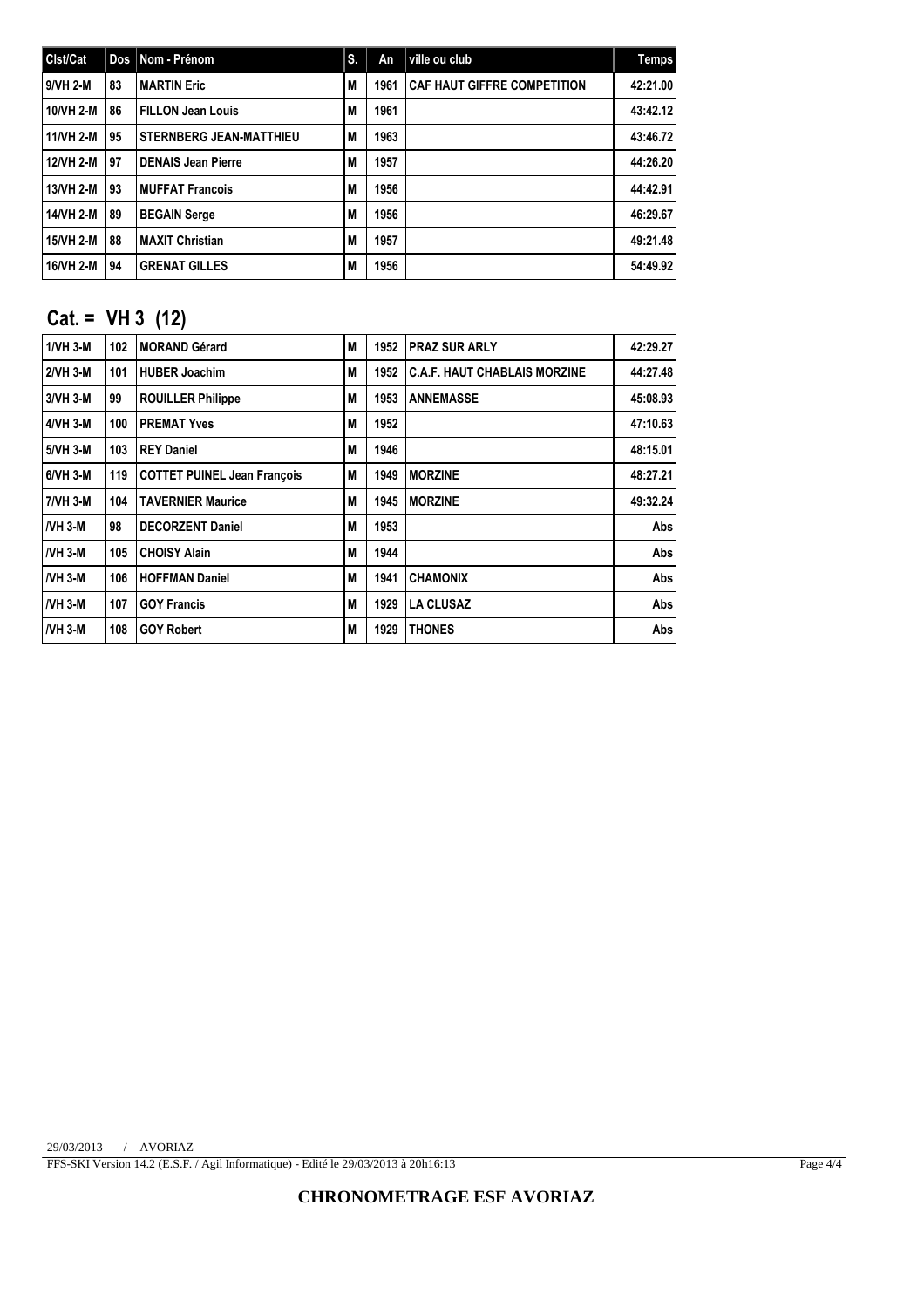| Clst/Cat | Dos | Nom - Prénom | S. | An | ville ou club | Temps |
|---|---|---|---|---|---|---|
| 9/VH 2-M | 83 | MARTIN Eric | M | 1961 | CAF HAUT GIFFRE COMPETITION | 42:21.00 |
| 10/VH 2-M | 86 | FILLON Jean Louis | M | 1961 | | 43:42.12 |
| 11/VH 2-M | 95 | STERNBERG JEAN-MATTHIEU | M | 1963 | | 43:46.72 |
| 12/VH 2-M | 97 | DENAIS Jean Pierre | M | 1957 | | 44:26.20 |
| 13/VH 2-M | 93 | MUFFAT Francois | M | 1956 | | 44:42.91 |
| 14/VH 2-M | 89 | BEGAIN Serge | M | 1956 | | 46:29.67 |
| 15/VH 2-M | 88 | MAXIT Christian | M | 1957 | | 49:21.48 |
| 16/VH 2-M | 94 | GRENAT GILLES | M | 1956 | | 54:49.92 |

## Cat. = VH 3 (12)

| | | | | | | |
|---|---|---|---|---|---|---|
| 1/VH 3-M | 102 | MORAND Gérard | M | 1952 | PRAZ SUR ARLY | 42:29.27 |
| 2/VH 3-M | 101 | HUBER Joachim | M | 1952 | C.A.F. HAUT CHABLAIS MORZINE | 44:27.48 |
| 3/VH 3-M | 99 | ROUILLER Philippe | M | 1953 | ANNEMASSE | 45:08.93 |
| 4/VH 3-M | 100 | PREMAT Yves | M | 1952 | | 47:10.63 |
| 5/VH 3-M | 103 | REY Daniel | M | 1946 | | 48:15.01 |
| 6/VH 3-M | 119 | COTTET PUINEL Jean François | M | 1949 | MORZINE | 48:27.21 |
| 7/VH 3-M | 104 | TAVERNIER Maurice | M | 1945 | MORZINE | 49:32.24 |
| /VH 3-M | 98 | DECORZENT Daniel | M | 1953 | | Abs |
| /VH 3-M | 105 | CHOISY Alain | M | 1944 | | Abs |
| /VH 3-M | 106 | HOFFMAN Daniel | M | 1941 | CHAMONIX | Abs |
| /VH 3-M | 107 | GOY Francis | M | 1929 | LA CLUSAZ | Abs |
| /VH 3-M | 108 | GOY Robert | M | 1929 | THONES | Abs |

29/03/2013 / AVORIAZ

FFS-SKI Version 14.2 (E.S.F. / Agil Informatique) - Edité le 29/03/2013 à 20h16:13

**CHRONOMETRAGE ESF AVORIAZ**